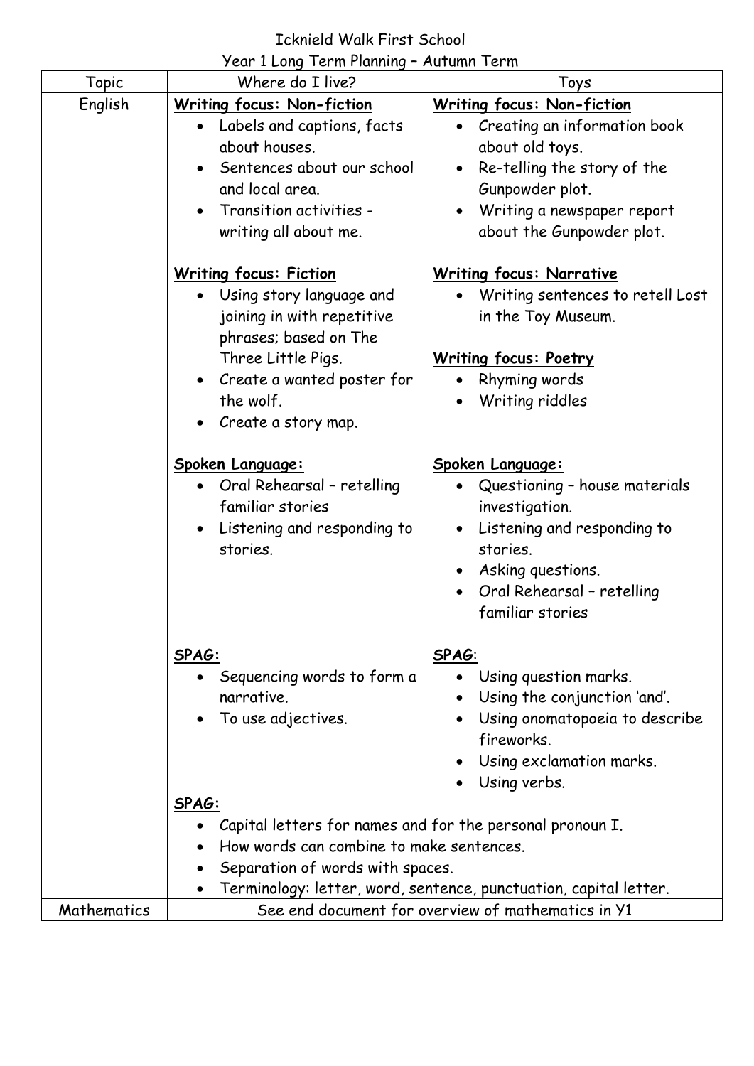# Icknield Walk First School

## Year 1 Long Term Planning – Autumn Term

| Topic | Where do I live? | Toys |
|---|---|---|
| English | **Writing focus: Non-fiction**<br>• Labels and captions, facts about houses.<br>• Sentences about our school and local area.<br>• Transition activities - writing all about me.<br><br>**Writing focus: Fiction**<br>• Using story language and joining in with repetitive phrases; based on The Three Little Pigs.<br>• Create a wanted poster for the wolf.<br>• Create a story map.<br><br>**Spoken Language:**<br>• Oral Rehearsal – retelling familiar stories<br>• Listening and responding to stories.<br><br>**SPAG:**<br>• Sequencing words to form a narrative.<br>• To use adjectives. | **Writing focus: Non-fiction**<br>• Creating an information book about old toys.<br>• Re-telling the story of the Gunpowder plot.<br>• Writing a newspaper report about the Gunpowder plot.<br><br>**Writing focus: Narrative**<br>• Writing sentences to retell Lost in the Toy Museum.<br><br>**Writing focus: Poetry**<br>• Rhyming words<br>• Writing riddles<br><br>**Spoken Language:**<br>• Questioning – house materials investigation.<br>• Listening and responding to stories.<br>• Asking questions.<br>• Oral Rehearsal – retelling familiar stories<br><br>**SPAG**:<br>• Using question marks.<br>• Using the conjunction 'and'.<br>• Using onomatopoeia to describe fireworks.<br>• Using exclamation marks.<br>• Using verbs. |
| | **SPAG:**<br>• Capital letters for names and for the personal pronoun I.<br>• How words can combine to make sentences.<br>• Separation of words with spaces.<br>• Terminology: letter, word, sentence, punctuation, capital letter. | |
| Mathematics | See end document for overview of mathematics in Y1 | |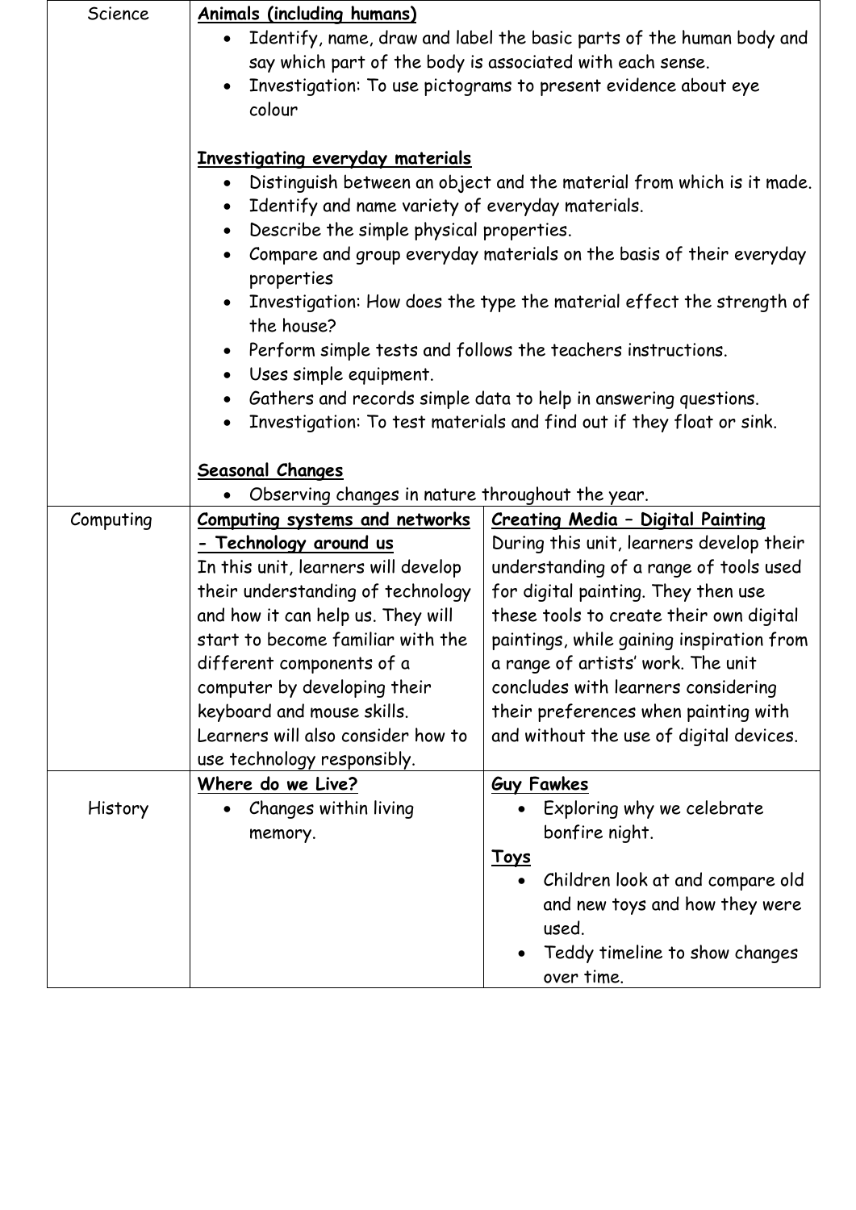| | | |
|---|---|---|
| Science | **Animals (including humans)**<br>• Identify, name, draw and label the basic parts of the human body and say which part of the body is associated with each sense.<br>• Investigation: To use pictograms to present evidence about eye colour<br><br>**Investigating everyday materials**<br>• Distinguish between an object and the material from which is it made.<br>• Identify and name variety of everyday materials.<br>• Describe the simple physical properties.<br>• Compare and group everyday materials on the basis of their everyday properties<br>• Investigation: How does the type the material effect the strength of the house?<br>• Perform simple tests and follows the teachers instructions.<br>• Uses simple equipment.<br>• Gathers and records simple data to help in answering questions.<br>• Investigation: To test materials and find out if they float or sink.<br><br>**Seasonal Changes**<br>• Observing changes in nature throughout the year. | |
| Computing | **Computing systems and networks - Technology around us**<br>In this unit, learners will develop their understanding of technology and how it can help us. They will start to become familiar with the different components of a computer by developing their keyboard and mouse skills. Learners will also consider how to use technology responsibly. | **Creating Media – Digital Painting**<br>During this unit, learners develop their understanding of a range of tools used for digital painting. They then use these tools to create their own digital paintings, while gaining inspiration from a range of artists' work. The unit concludes with learners considering their preferences when painting with and without the use of digital devices. |
| History | **Where do we Live?**<br>• Changes within living memory. | **Guy Fawkes**<br>• Exploring why we celebrate bonfire night.<br>**Toys**<br>• Children look at and compare old and new toys and how they were used.<br>• Teddy timeline to show changes over time. |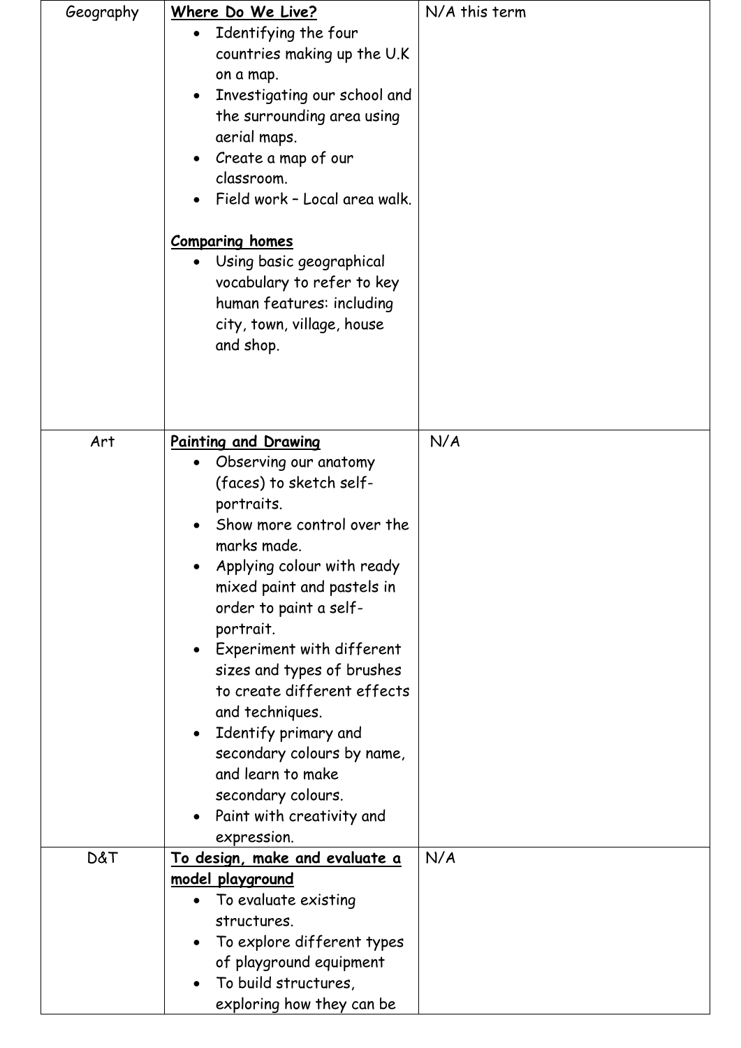| Geography | **<u>Where Do We Live?</u>**<br>• Identifying the four countries making up the U.K on a map.<br>• Investigating our school and the surrounding area using aerial maps.<br>• Create a map of our classroom.<br>• Field work – Local area walk.<br><br>**<u>Comparing homes</u>**<br>• Using basic geographical vocabulary to refer to key human features: including city, town, village, house and shop. | N/A this term |
|---|---|---|
| Art | **<u>Painting and Drawing</u>**<br>• Observing our anatomy (faces) to sketch self-portraits.<br>• Show more control over the marks made.<br>• Applying colour with ready mixed paint and pastels in order to paint a self-portrait.<br>• Experiment with different sizes and types of brushes to create different effects and techniques.<br>• Identify primary and secondary colours by name, and learn to make secondary colours.<br>• Paint with creativity and expression. | N/A |
| D&T | **<u>To design, make and evaluate a model playground</u>**<br>• To evaluate existing structures.<br>• To explore different types of playground equipment<br>• To build structures, exploring how they can be | N/A |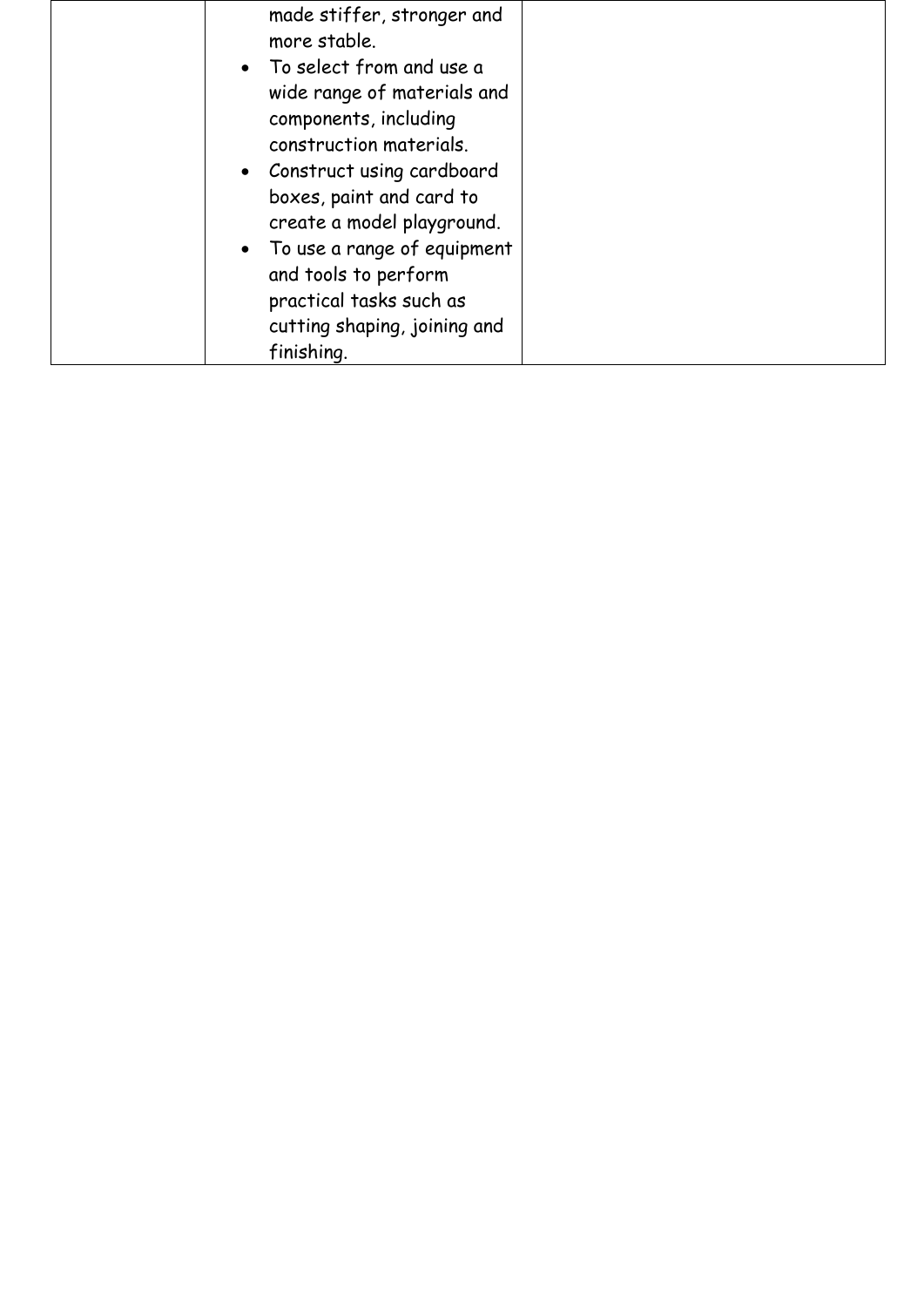| | | |
|---|---|---|
| | made stiffer, stronger and more stable.<br>• To select from and use a wide range of materials and components, including construction materials.<br>• Construct using cardboard boxes, paint and card to create a model playground.<br>• To use a range of equipment and tools to perform practical tasks such as cutting shaping, joining and finishing. | |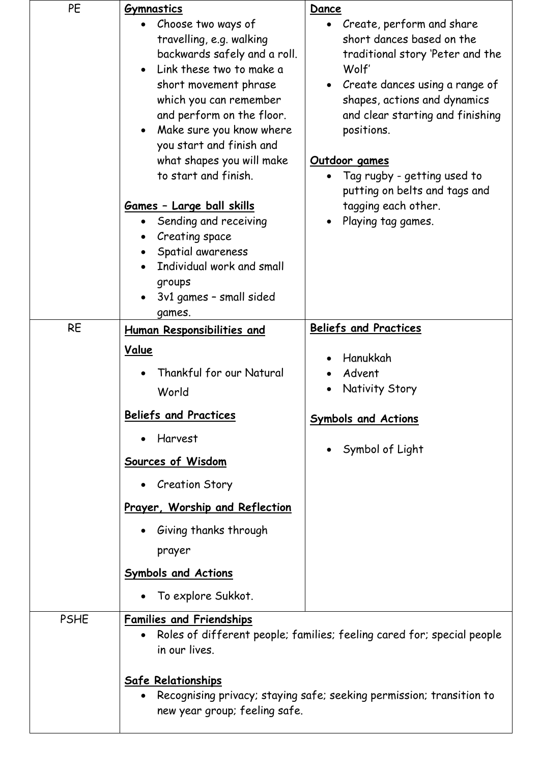| | | |
|---|---|---|
| PE | **Gymnastics**<br>• Choose two ways of travelling, e.g. walking backwards safely and a roll.<br>• Link these two to make a short movement phrase which you can remember and perform on the floor.<br>• Make sure you know where you start and finish and what shapes you will make to start and finish.<br><br>**Games – Large ball skills**<br>• Sending and receiving<br>• Creating space<br>• Spatial awareness<br>• Individual work and small groups<br>• 3v1 games – small sided games. | **Dance**<br>• Create, perform and share short dances based on the traditional story 'Peter and the Wolf'<br>• Create dances using a range of shapes, actions and dynamics and clear starting and finishing positions.<br><br>**Outdoor games**<br>• Tag rugby - getting used to putting on belts and tags and tagging each other.<br>• Playing tag games. |
| RE | **Human Responsibilities and Value**<br>• Thankful for our Natural World<br><br>**Beliefs and Practices**<br>• Harvest<br><br>**Sources of Wisdom**<br>• Creation Story<br><br>**Prayer, Worship and Reflection**<br>• Giving thanks through prayer<br><br>**Symbols and Actions**<br>• To explore Sukkot. | **Beliefs and Practices**<br>• Hanukkah<br>• Advent<br>• Nativity Story<br><br>**Symbols and Actions**<br>• Symbol of Light |
| PSHE | **Families and Friendships**<br>• Roles of different people; families; feeling cared for; special people in our lives.<br><br>**Safe Relationships**<br>• Recognising privacy; staying safe; seeking permission; transition to new year group; feeling safe. | |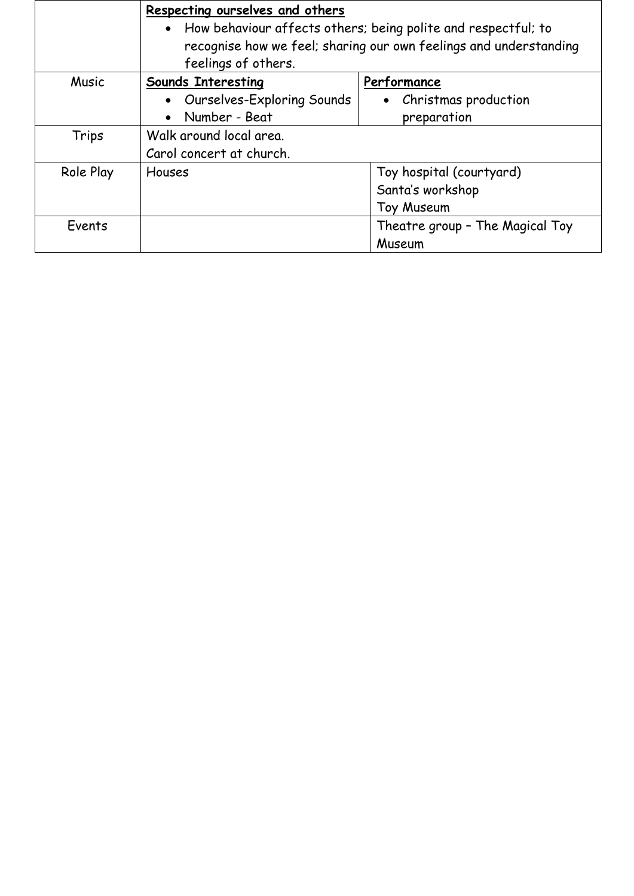| | | |
|---|---|---|
| | **Respecting ourselves and others**<br>• How behaviour affects others; being polite and respectful; to recognise how we feel; sharing our own feelings and understanding feelings of others. | |
| Music | **Sounds Interesting**<br>• Ourselves-Exploring Sounds<br>• Number - Beat | **Performance**<br>• Christmas production preparation |
| Trips | Walk around local area.<br>Carol concert at church. | |
| Role Play | Houses | Toy hospital (courtyard)<br>Santa's workshop<br>Toy Museum |
| Events | | Theatre group – The Magical Toy Museum |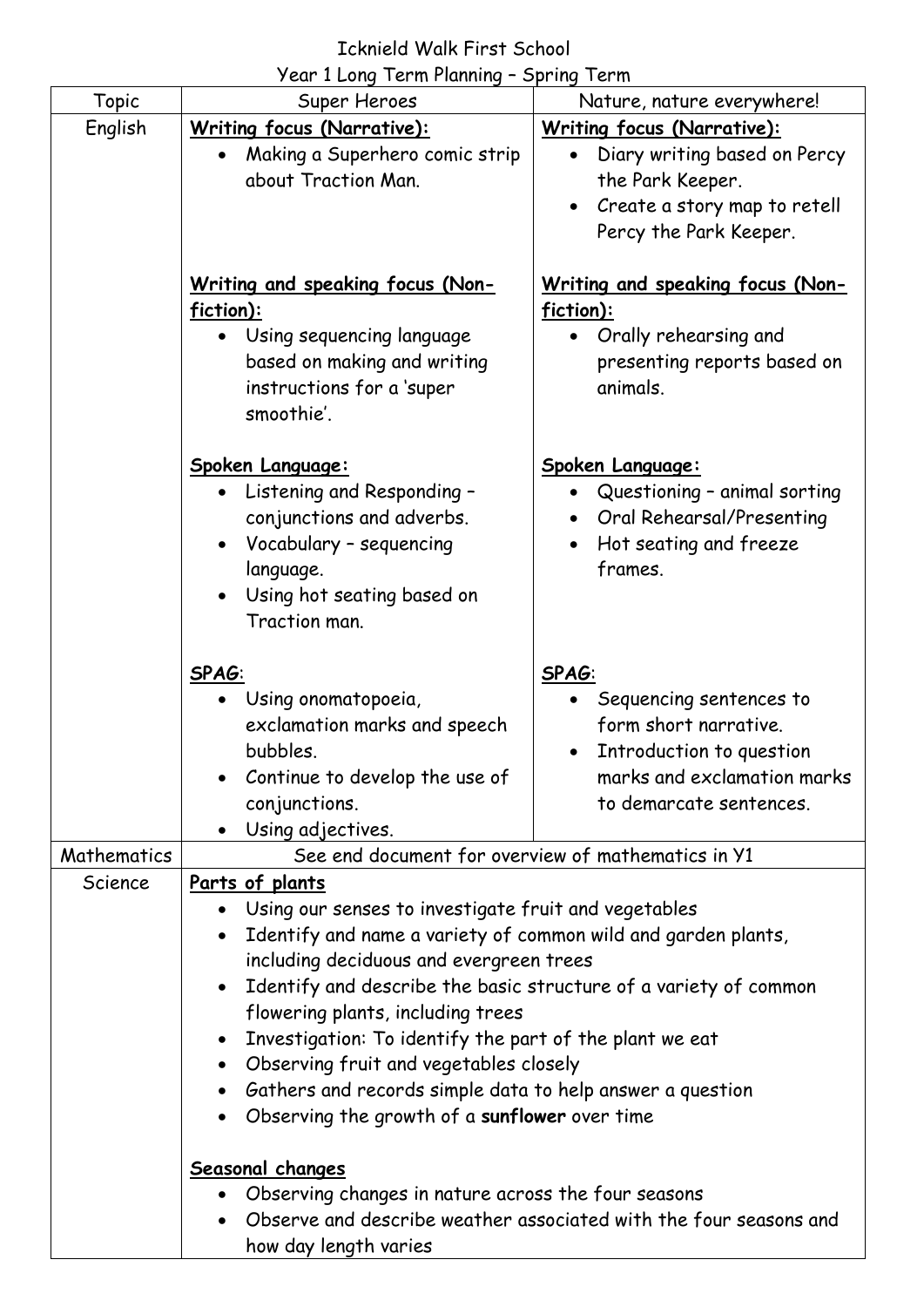Icknield Walk First School
Year 1 Long Term Planning – Spring Term

| Topic | Super Heroes | Nature, nature everywhere! |
|---|---|---|
| English | **Writing focus (Narrative):**<br>• Making a Superhero comic strip about Traction Man.<br><br>**Writing and speaking focus (Non-fiction):**<br>• Using sequencing language based on making and writing instructions for a 'super smoothie'.<br><br>**Spoken Language:**<br>• Listening and Responding – conjunctions and adverbs.<br>• Vocabulary – sequencing language.<br>• Using hot seating based on Traction man.<br><br>**SPAG**:<br>• Using onomatopoeia, exclamation marks and speech bubbles.<br>• Continue to develop the use of conjunctions.<br>• Using adjectives. | **Writing focus (Narrative):**<br>• Diary writing based on Percy the Park Keeper.<br>• Create a story map to retell Percy the Park Keeper.<br><br>**Writing and speaking focus (Non-fiction):**<br>• Orally rehearsing and presenting reports based on animals.<br><br>**Spoken Language:**<br>• Questioning – animal sorting<br>• Oral Rehearsal/Presenting<br>• Hot seating and freeze frames.<br><br>**SPAG**:<br>• Sequencing sentences to form short narrative.<br>• Introduction to question marks and exclamation marks to demarcate sentences. |
| Mathematics | See end document for overview of mathematics in Y1 | |
| Science | **Parts of plants**<br>• Using our senses to investigate fruit and vegetables<br>• Identify and name a variety of common wild and garden plants, including deciduous and evergreen trees<br>• Identify and describe the basic structure of a variety of common flowering plants, including trees<br>• Investigation: To identify the part of the plant we eat<br>• Observing fruit and vegetables closely<br>• Gathers and records simple data to help answer a question<br>• Observing the growth of a **sunflower** over time<br><br>**Seasonal changes**<br>• Observing changes in nature across the four seasons<br>• Observe and describe weather associated with the four seasons and how day length varies | |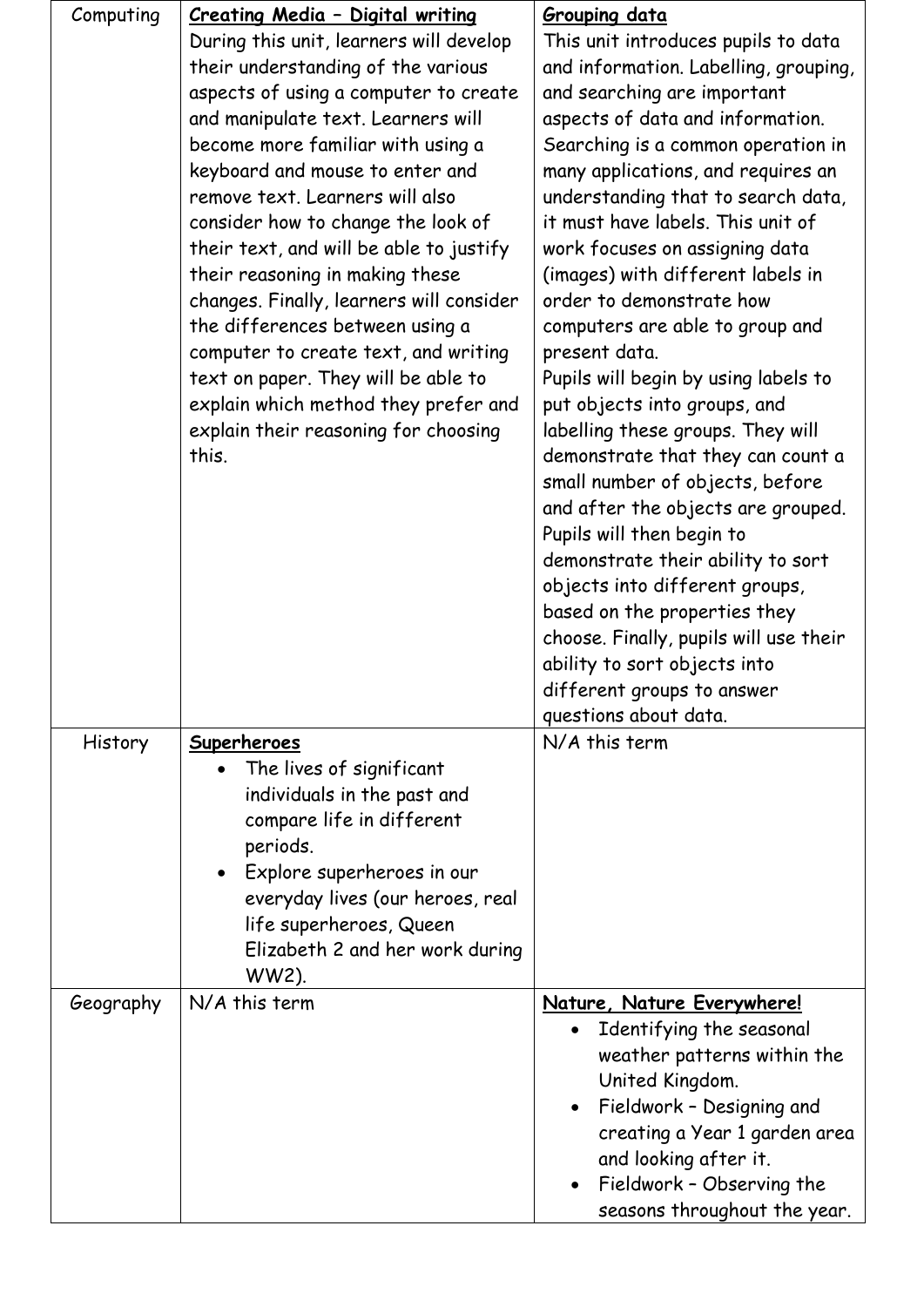| | | |
|---|---|---|
| Computing | **Creating Media – Digital writing**<br>During this unit, learners will develop their understanding of the various aspects of using a computer to create and manipulate text. Learners will become more familiar with using a keyboard and mouse to enter and remove text. Learners will also consider how to change the look of their text, and will be able to justify their reasoning in making these changes. Finally, learners will consider the differences between using a computer to create text, and writing text on paper. They will be able to explain which method they prefer and explain their reasoning for choosing this. | **Grouping data**<br>This unit introduces pupils to data and information. Labelling, grouping, and searching are important aspects of data and information. Searching is a common operation in many applications, and requires an understanding that to search data, it must have labels. This unit of work focuses on assigning data (images) with different labels in order to demonstrate how computers are able to group and present data.<br>Pupils will begin by using labels to put objects into groups, and labelling these groups. They will demonstrate that they can count a small number of objects, before and after the objects are grouped. Pupils will then begin to demonstrate their ability to sort objects into different groups, based on the properties they choose. Finally, pupils will use their ability to sort objects into different groups to answer questions about data. |
| History | **Superheroes**<br>• The lives of significant individuals in the past and compare life in different periods.<br>• Explore superheroes in our everyday lives (our heroes, real life superheroes, Queen Elizabeth 2 and her work during WW2). | N/A this term |
| Geography | N/A this term | **Nature, Nature Everywhere!**<br>• Identifying the seasonal weather patterns within the United Kingdom.<br>• Fieldwork – Designing and creating a Year 1 garden area and looking after it.<br>• Fieldwork – Observing the seasons throughout the year. |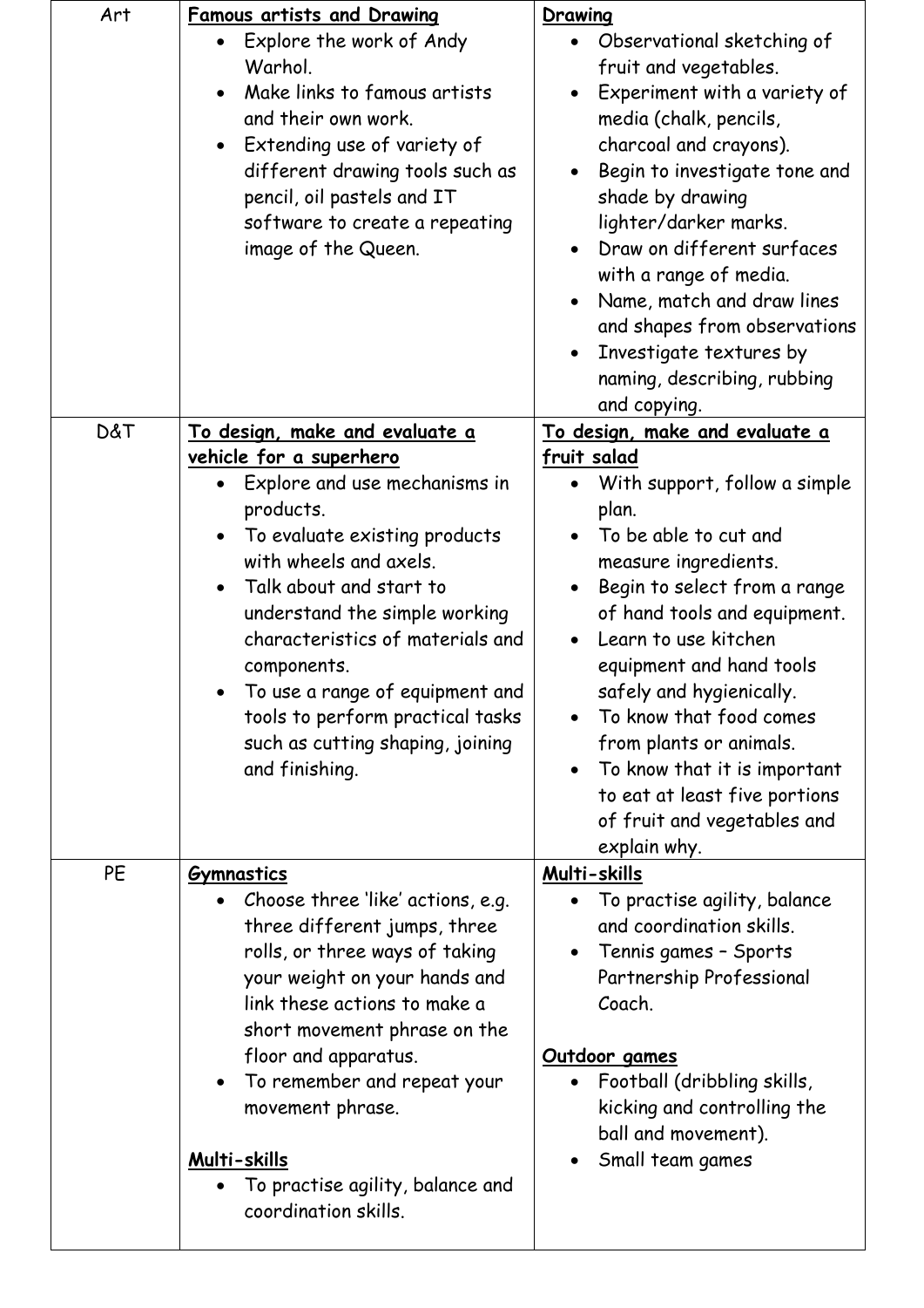| | | |
|---|---|---|
| Art | <u>**Famous artists and Drawing**</u><br>• Explore the work of Andy Warhol.<br>• Make links to famous artists and their own work.<br>• Extending use of variety of different drawing tools such as pencil, oil pastels and IT software to create a repeating image of the Queen. | <u>**Drawing**</u><br>• Observational sketching of fruit and vegetables.<br>• Experiment with a variety of media (chalk, pencils, charcoal and crayons).<br>• Begin to investigate tone and shade by drawing lighter/darker marks.<br>• Draw on different surfaces with a range of media.<br>• Name, match and draw lines and shapes from observations<br>• Investigate textures by naming, describing, rubbing and copying. |
| D&T | <u>**To design, make and evaluate a vehicle for a superhero**</u><br>• Explore and use mechanisms in products.<br>• To evaluate existing products with wheels and axels.<br>• Talk about and start to understand the simple working characteristics of materials and components.<br>• To use a range of equipment and tools to perform practical tasks such as cutting shaping, joining and finishing. | <u>**To design, make and evaluate a fruit salad**</u><br>• With support, follow a simple plan.<br>• To be able to cut and measure ingredients.<br>• Begin to select from a range of hand tools and equipment.<br>• Learn to use kitchen equipment and hand tools safely and hygienically.<br>• To know that food comes from plants or animals.<br>• To know that it is important to eat at least five portions of fruit and vegetables and explain why. |
| PE | <u>**Gymnastics**</u><br>• Choose three 'like' actions, e.g. three different jumps, three rolls, or three ways of taking your weight on your hands and link these actions to make a short movement phrase on the floor and apparatus.<br>• To remember and repeat your movement phrase.<br><br><u>**Multi-skills**</u><br>• To practise agility, balance and coordination skills. | <u>**Multi-skills**</u><br>• To practise agility, balance and coordination skills.<br>• Tennis games – Sports Partnership Professional Coach.<br><br><u>**Outdoor games**</u><br>• Football (dribbling skills, kicking and controlling the ball and movement).<br>• Small team games |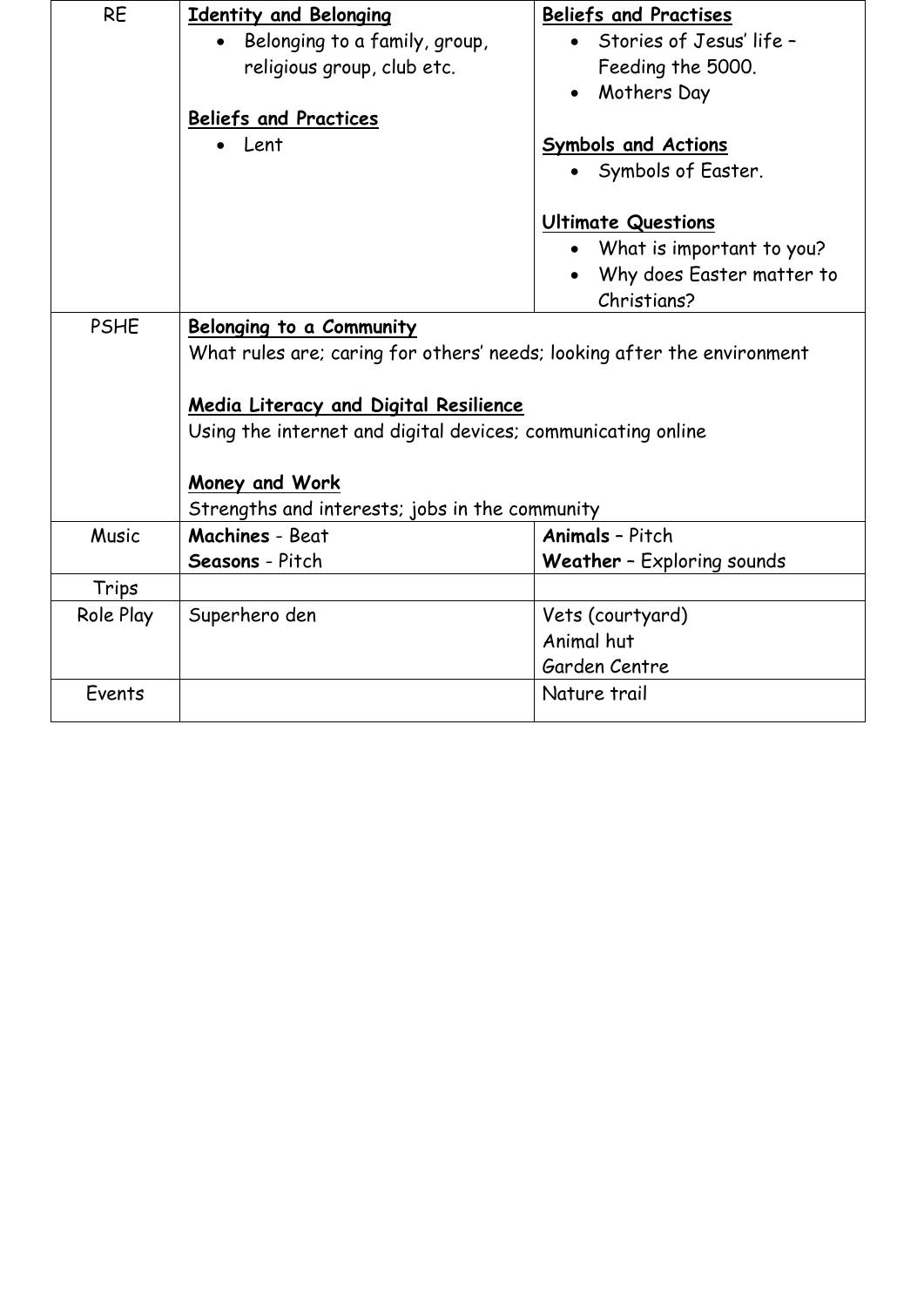| RE | **Identity and Belonging**<br>• Belonging to a family, group, religious group, club etc.<br><br>**Beliefs and Practices**<br>• Lent | **Beliefs and Practises**<br>• Stories of Jesus' life – Feeding the 5000.<br>• Mothers Day<br><br>**Symbols and Actions**<br>• Symbols of Easter.<br><br>**Ultimate Questions**<br>• What is important to you?<br>• Why does Easter matter to Christians? |
|---|---|---|
| PSHE | **Belonging to a Community**<br>What rules are; caring for others' needs; looking after the environment<br><br>**Media Literacy and Digital Resilience**<br>Using the internet and digital devices; communicating online<br><br>**Money and Work**<br>Strengths and interests; jobs in the community | |
| Music | **Machines** - Beat<br>**Seasons** - Pitch | **Animals** – Pitch<br>**Weather** – Exploring sounds |
| Trips | | |
| Role Play | Superhero den | Vets (courtyard)<br>Animal hut<br>Garden Centre |
| Events | | Nature trail |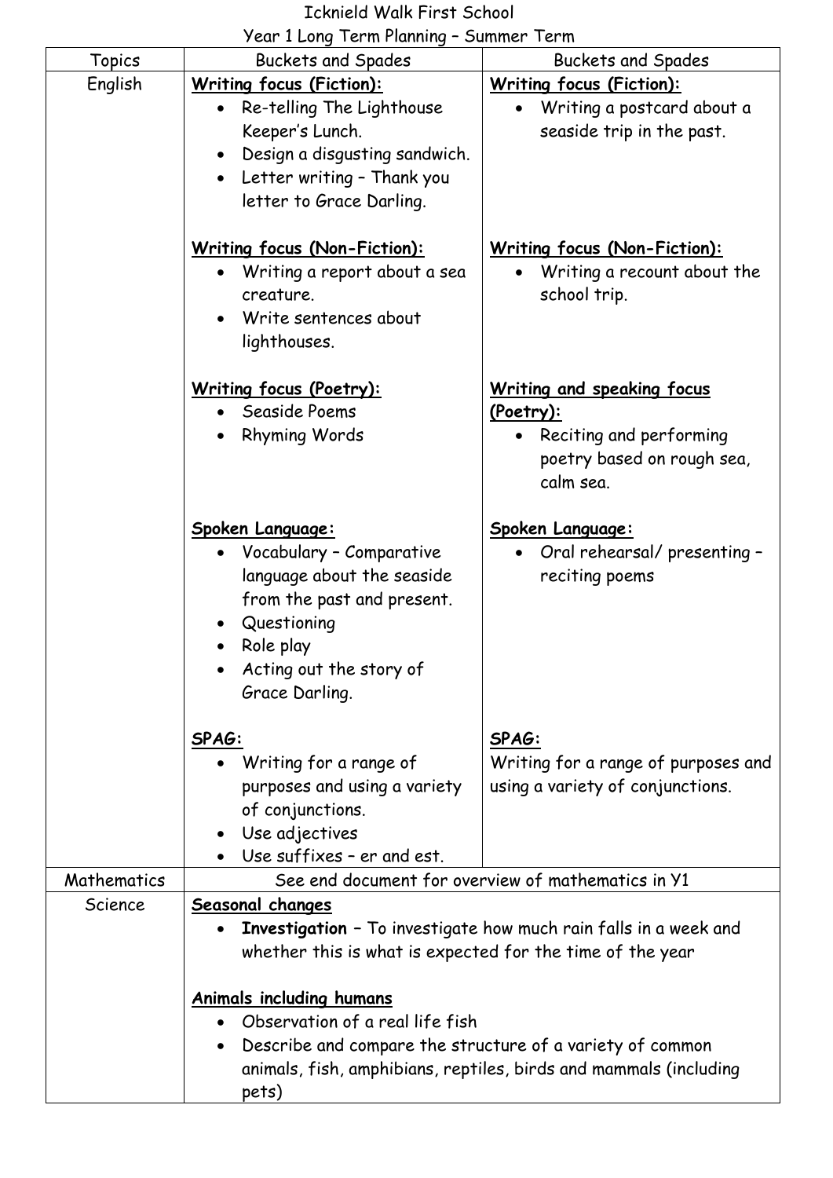Icknield Walk First School

Year 1 Long Term Planning – Summer Term

| Topics | Buckets and Spades | Buckets and Spades |
|---|---|---|
| English | **Writing focus (Fiction):**<br>• Re-telling The Lighthouse Keeper's Lunch.<br>• Design a disgusting sandwich.<br>• Letter writing – Thank you letter to Grace Darling.<br><br>**Writing focus (Non-Fiction):**<br>• Writing a report about a sea creature.<br>• Write sentences about lighthouses.<br><br>**Writing focus (Poetry):**<br>• Seaside Poems<br>• Rhyming Words<br><br>**Spoken Language:**<br>• Vocabulary – Comparative language about the seaside from the past and present.<br>• Questioning<br>• Role play<br>• Acting out the story of Grace Darling.<br><br>**SPAG:**<br>• Writing for a range of purposes and using a variety of conjunctions.<br>• Use adjectives<br>• Use suffixes – er and est. | **Writing focus (Fiction):**<br>• Writing a postcard about a seaside trip in the past.<br><br>**Writing focus (Non-Fiction):**<br>• Writing a recount about the school trip.<br><br>**Writing and speaking focus (Poetry):**<br>• Reciting and performing poetry based on rough sea, calm sea.<br><br>**Spoken Language:**<br>• Oral rehearsal/ presenting – reciting poems<br><br>**SPAG:**<br>Writing for a range of purposes and using a variety of conjunctions. |
| Mathematics | See end document for overview of mathematics in Y1 | |
| Science | **Seasonal changes**<br>• **Investigation** – To investigate how much rain falls in a week and whether this is what is expected for the time of the year<br><br>**Animals including humans**<br>• Observation of a real life fish<br>• Describe and compare the structure of a variety of common animals, fish, amphibians, reptiles, birds and mammals (including pets) | |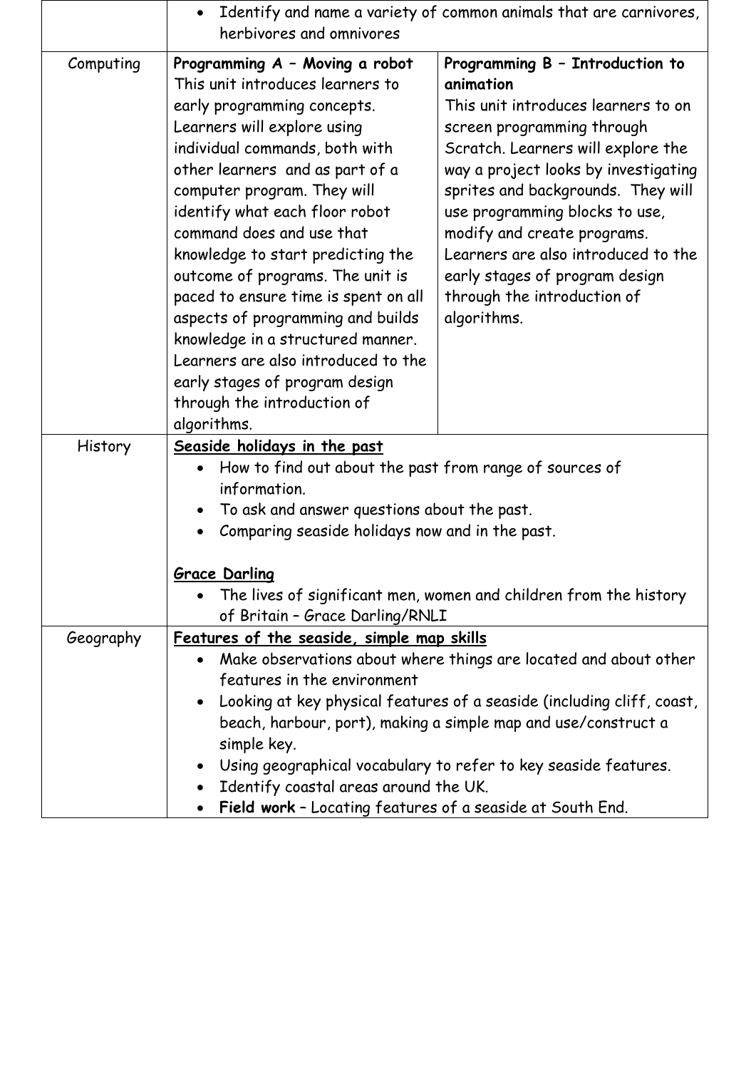| | | |
|---|---|---|
| | • Identify and name a variety of common animals that are carnivores, herbivores and omnivores | |
| Computing | **Programming A – Moving a robot**<br>This unit introduces learners to early programming concepts. Learners will explore using individual commands, both with other learners and as part of a computer program. They will identify what each floor robot command does and use that knowledge to start predicting the outcome of programs. The unit is paced to ensure time is spent on all aspects of programming and builds knowledge in a structured manner. Learners are also introduced to the early stages of program design through the introduction of algorithms. | **Programming B – Introduction to animation**<br>This unit introduces learners to on screen programming through Scratch. Learners will explore the way a project looks by investigating sprites and backgrounds. They will use programming blocks to use, modify and create programs. Learners are also introduced to the early stages of program design through the introduction of algorithms. |
| History | **<u>Seaside holidays in the past</u>**<br>• How to find out about the past from range of sources of information.<br>• To ask and answer questions about the past.<br>• Comparing seaside holidays now and in the past.<br><br>**<u>Grace Darling</u>**<br>• The lives of significant men, women and children from the history of Britain – Grace Darling/RNLI | |
| Geography | **<u>Features of the seaside, simple map skills</u>**<br>• Make observations about where things are located and about other features in the environment<br>• Looking at key physical features of a seaside (including cliff, coast, beach, harbour, port), making a simple map and use/construct a simple key.<br>• Using geographical vocabulary to refer to key seaside features.<br>• Identify coastal areas around the UK.<br>• **Field work** – Locating features of a seaside at South End. | |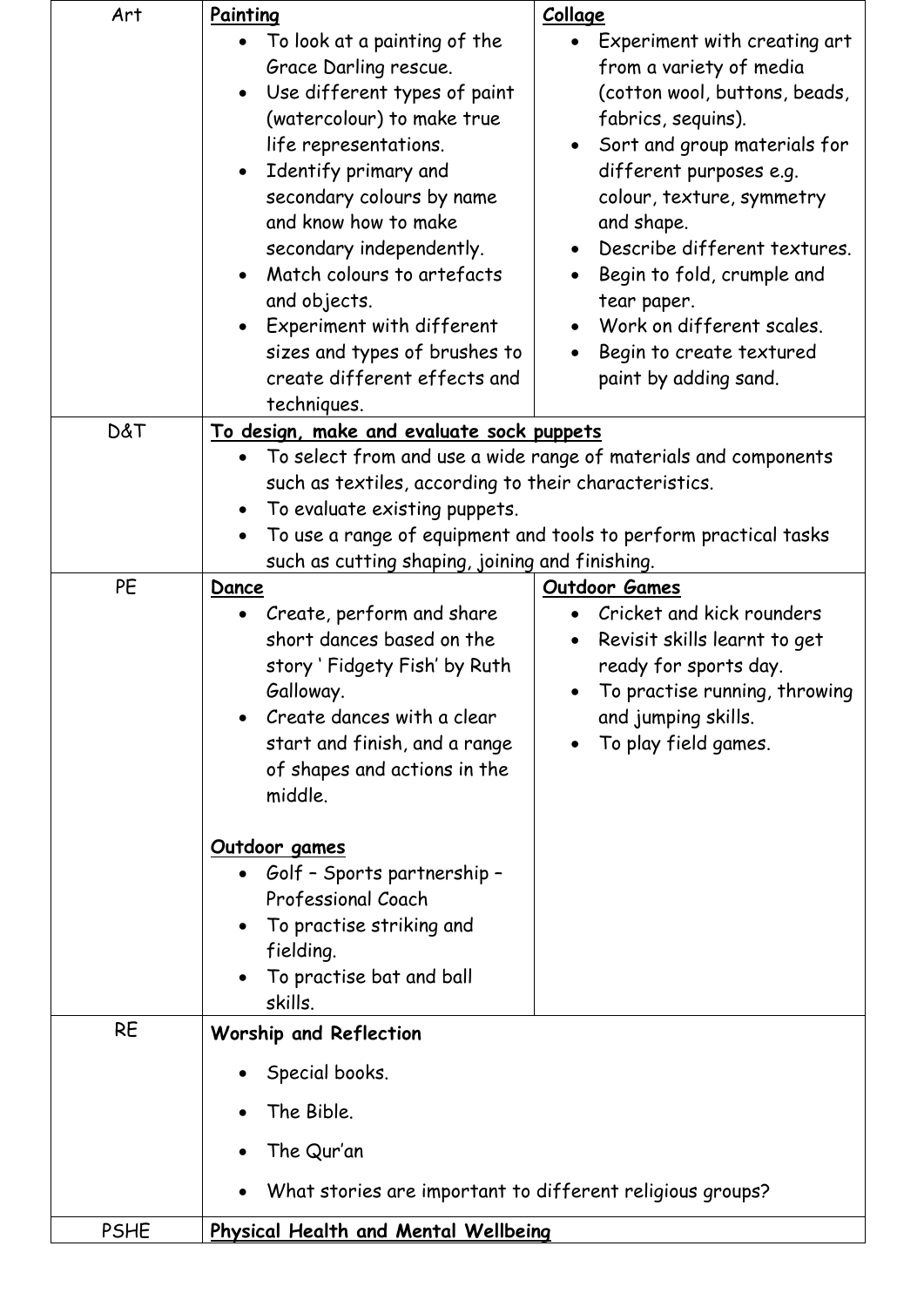| | | |
|---|---|---|
| Art | **Painting**<br>• To look at a painting of the Grace Darling rescue.<br>• Use different types of paint (watercolour) to make true life representations.<br>• Identify primary and secondary colours by name and know how to make secondary independently.<br>• Match colours to artefacts and objects.<br>• Experiment with different sizes and types of brushes to create different effects and techniques. | **Collage**<br>• Experiment with creating art from a variety of media (cotton wool, buttons, beads, fabrics, sequins).<br>• Sort and group materials for different purposes e.g. colour, texture, symmetry and shape.<br>• Describe different textures.<br>• Begin to fold, crumple and tear paper.<br>• Work on different scales.<br>• Begin to create textured paint by adding sand. |
| D&T | **To design, make and evaluate sock puppets**<br>• To select from and use a wide range of materials and components such as textiles, according to their characteristics.<br>• To evaluate existing puppets.<br>• To use a range of equipment and tools to perform practical tasks such as cutting shaping, joining and finishing. | |
| PE | **Dance**<br>• Create, perform and share short dances based on the story ' Fidgety Fish' by Ruth Galloway.<br>• Create dances with a clear start and finish, and a range of shapes and actions in the middle.<br><br>**Outdoor games**<br>• Golf – Sports partnership – Professional Coach<br>• To practise striking and fielding.<br>• To practise bat and ball skills. | **Outdoor Games**<br>• Cricket and kick rounders<br>• Revisit skills learnt to get ready for sports day.<br>• To practise running, throwing and jumping skills.<br>• To play field games. |
| RE | **Worship and Reflection**<br>• Special books.<br>• The Bible.<br>• The Qur'an<br>• What stories are important to different religious groups? | |
| PSHE | **Physical Health and Mental Wellbeing** | |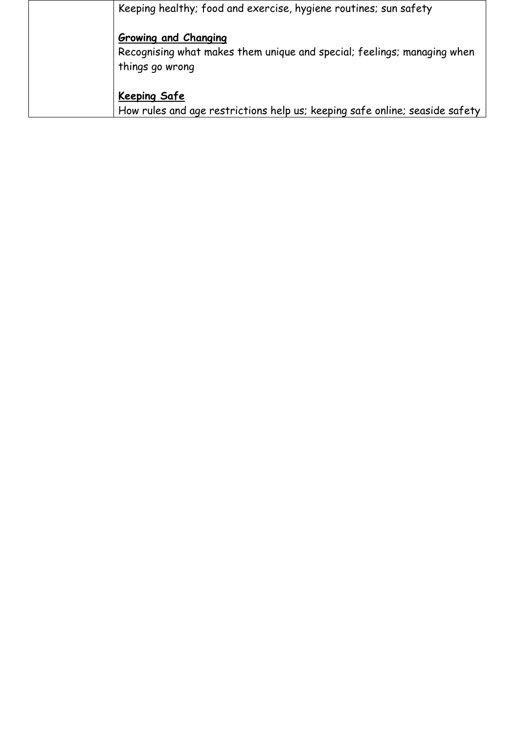| | |
|---|---|
| | Keeping healthy; food and exercise, hygiene routines; sun safety<br><br>**Growing and Changing**<br>Recognising what makes them unique and special; feelings; managing when things go wrong<br><br>**Keeping Safe**<br>How rules and age restrictions help us; keeping safe online; seaside safety |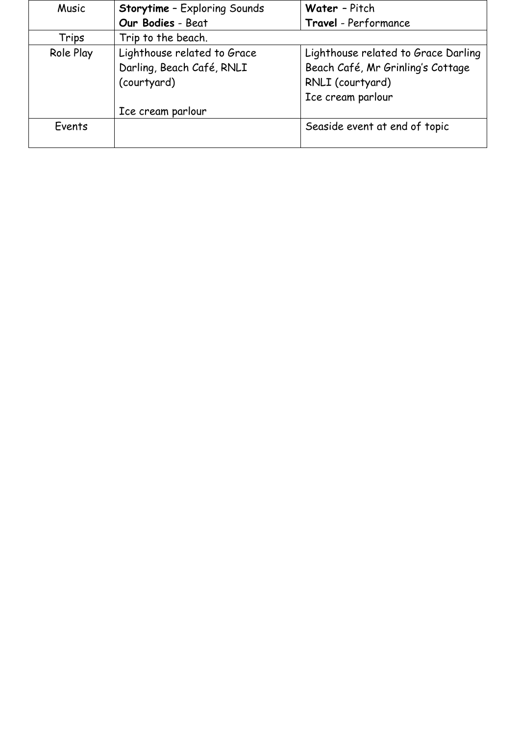| Music | **Storytime** – Exploring Sounds<br>**Our Bodies** - Beat | **Water** – Pitch<br>**Travel** - Performance |
|---|---|---|
| Trips | Trip to the beach. | |
| Role Play | Lighthouse related to Grace Darling, Beach Café, RNLI (courtyard)<br><br>Ice cream parlour | Lighthouse related to Grace Darling<br>Beach Café, Mr Grinling's Cottage<br>RNLI (courtyard)<br>Ice cream parlour |
| Events | | Seaside event at end of topic |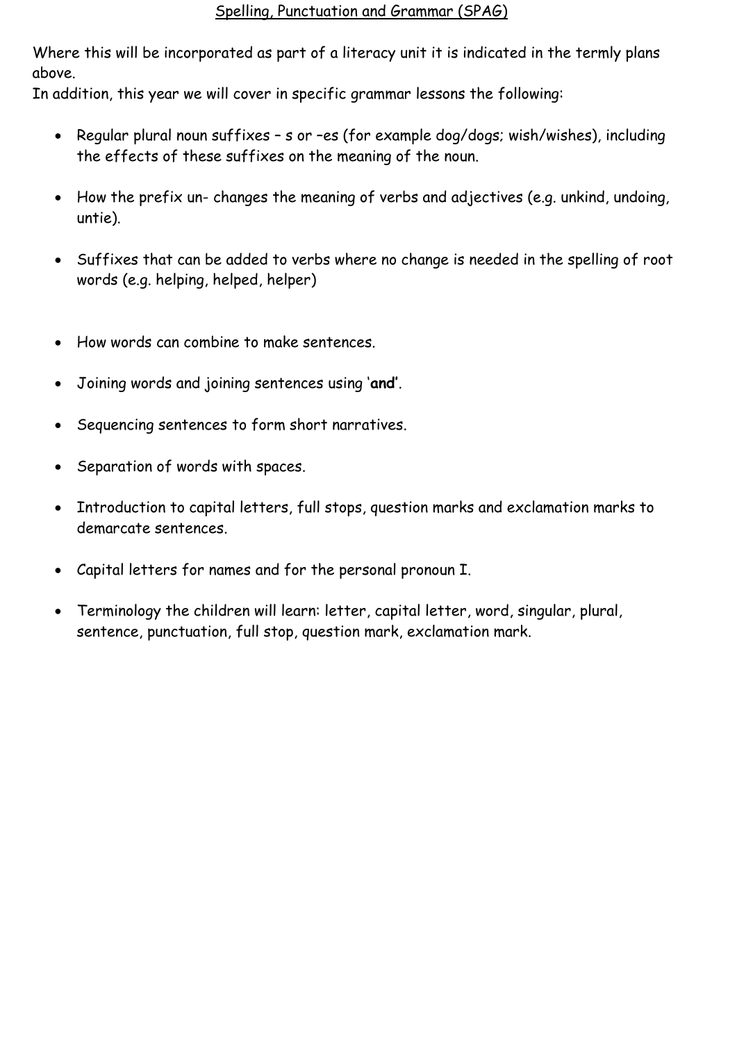## Spelling, Punctuation and Grammar (SPAG)

Where this will be incorporated as part of a literacy unit it is indicated in the termly plans above.
In addition, this year we will cover in specific grammar lessons the following:

- Regular plural noun suffixes – s or –es (for example dog/dogs; wish/wishes), including the effects of these suffixes on the meaning of the noun.
- How the prefix un- changes the meaning of verbs and adjectives (e.g. unkind, undoing, untie).
- Suffixes that can be added to verbs where no change is needed in the spelling of root words (e.g. helping, helped, helper)
- How words can combine to make sentences.
- Joining words and joining sentences using '**and**'.
- Sequencing sentences to form short narratives.
- Separation of words with spaces.
- Introduction to capital letters, full stops, question marks and exclamation marks to demarcate sentences.
- Capital letters for names and for the personal pronoun I.
- Terminology the children will learn: letter, capital letter, word, singular, plural, sentence, punctuation, full stop, question mark, exclamation mark.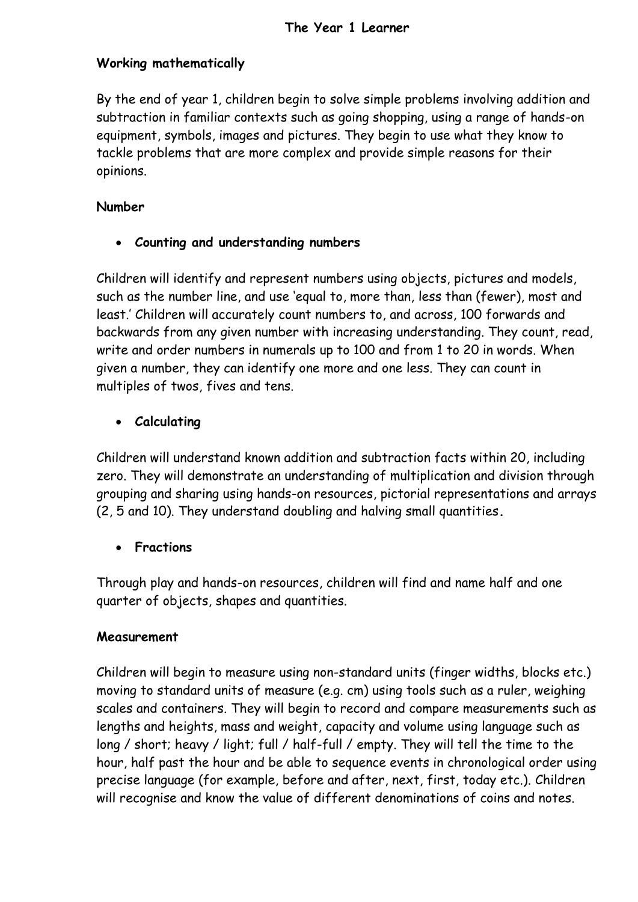# The Year 1 Learner

## Working mathematically

By the end of year 1, children begin to solve simple problems involving addition and subtraction in familiar contexts such as going shopping, using a range of hands-on equipment, symbols, images and pictures. They begin to use what they know to tackle problems that are more complex and provide simple reasons for their opinions.

## Number

- ***Counting and understanding numbers***

Children will identify and represent numbers using objects, pictures and models, such as the number line, and use 'equal to, more than, less than (fewer), most and least.' Children will accurately count numbers to, and across, 100 forwards and backwards from any given number with increasing understanding. They count, read, write and order numbers in numerals up to 100 and from 1 to 20 in words. When given a number, they can identify one more and one less. They can count in multiples of twos, fives and tens.

- ***Calculating***

Children will understand known addition and subtraction facts within 20, including zero. They will demonstrate an understanding of multiplication and division through grouping and sharing using hands-on resources, pictorial representations and arrays (2, 5 and 10). They understand doubling and halving small quantities.

- ***Fractions***

Through play and hands-on resources, children will find and name half and one quarter of objects, shapes and quantities.

## Measurement

Children will begin to measure using non-standard units (finger widths, blocks etc.) moving to standard units of measure (e.g. cm) using tools such as a ruler, weighing scales and containers. They will begin to record and compare measurements such as lengths and heights, mass and weight, capacity and volume using language such as long / short; heavy / light; full / half-full / empty. They will tell the time to the hour, half past the hour and be able to sequence events in chronological order using precise language (for example, before and after, next, first, today etc.). Children will recognise and know the value of different denominations of coins and notes.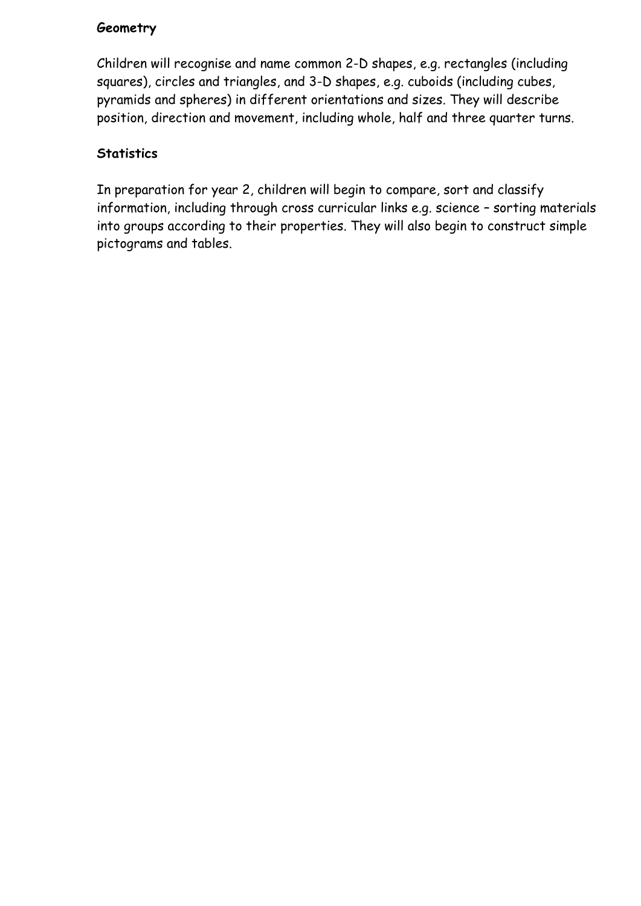**Geometry**

Children will recognise and name common 2-D shapes, e.g. rectangles (including squares), circles and triangles, and 3-D shapes, e.g. cuboids (including cubes, pyramids and spheres) in different orientations and sizes. They will describe position, direction and movement, including whole, half and three quarter turns.

**Statistics**

In preparation for year 2, children will begin to compare, sort and classify information, including through cross curricular links e.g. science – sorting materials into groups according to their properties. They will also begin to construct simple pictograms and tables.